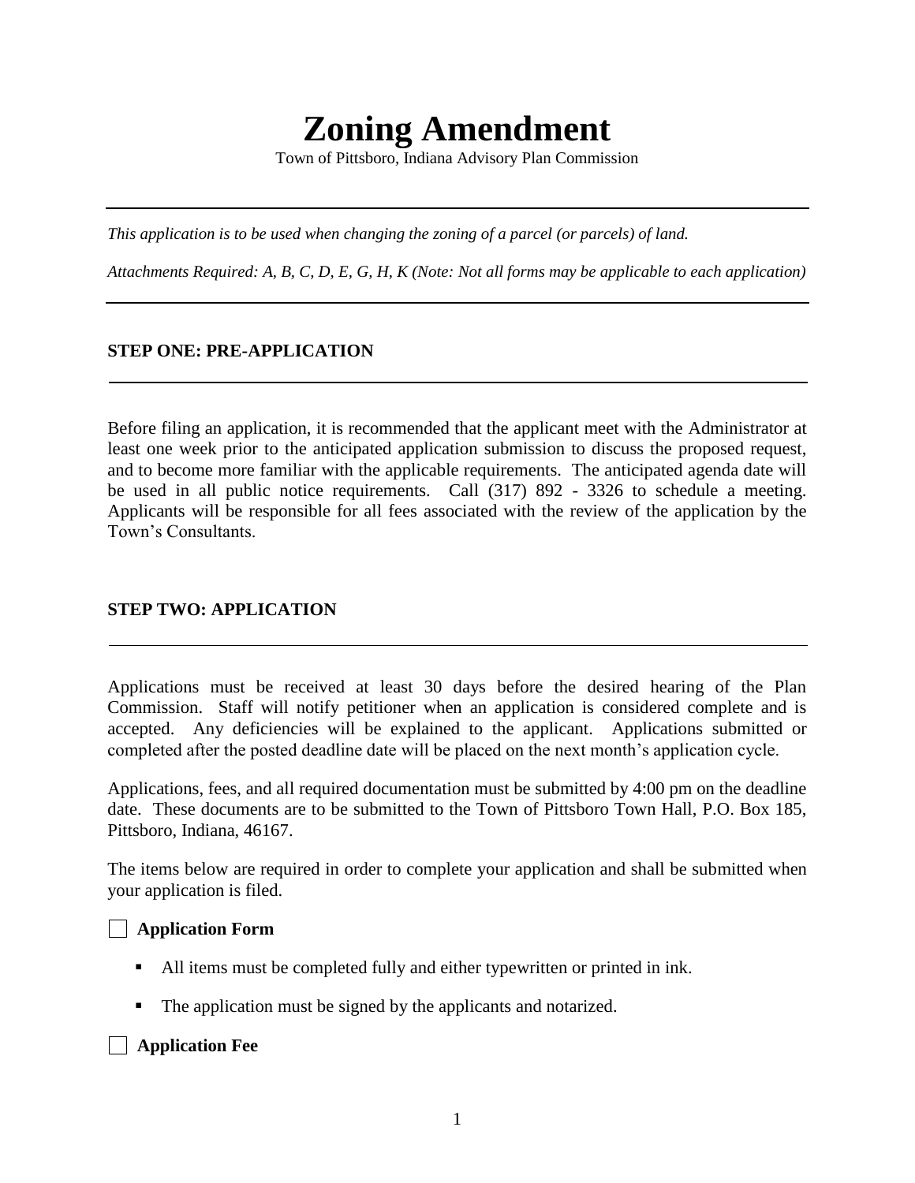# Zoning Amendment

Town of Pittsboro, Indiana Advisory Plan Commission

---

*This application is to be used when changing the zoning of a parcel (or parcels) of land.*

*Attachments Required: A, B, C, D, E, G, H, K (Note: Not all forms may be applicable to each application)*

---

## STEP ONE: PRE-APPLICATION

Before filing an application, it is recommended that the applicant meet with the Administrator at least one week prior to the anticipated application submission to discuss the proposed request, and to become more familiar with the applicable requirements. The anticipated agenda date will be used in all public notice requirements. Call (317) 892 - 3326 to schedule a meeting. Applicants will be responsible for all fees associated with the review of the application by the Town's Consultants.

## STEP TWO: APPLICATION

Applications must be received at least 30 days before the desired hearing of the Plan Commission. Staff will notify petitioner when an application is considered complete and is accepted. Any deficiencies will be explained to the applicant. Applications submitted or completed after the posted deadline date will be placed on the next month's application cycle.

Applications, fees, and all required documentation must be submitted by 4:00 pm on the deadline date. These documents are to be submitted to the Town of Pittsboro Town Hall, P.O. Box 185, Pittsboro, Indiana, 46167.

The items below are required in order to complete your application and shall be submitted when your application is filed.

☐ **Application Form**

- All items must be completed fully and either typewritten or printed in ink.
- The application must be signed by the applicants and notarized.

☐ **Application Fee**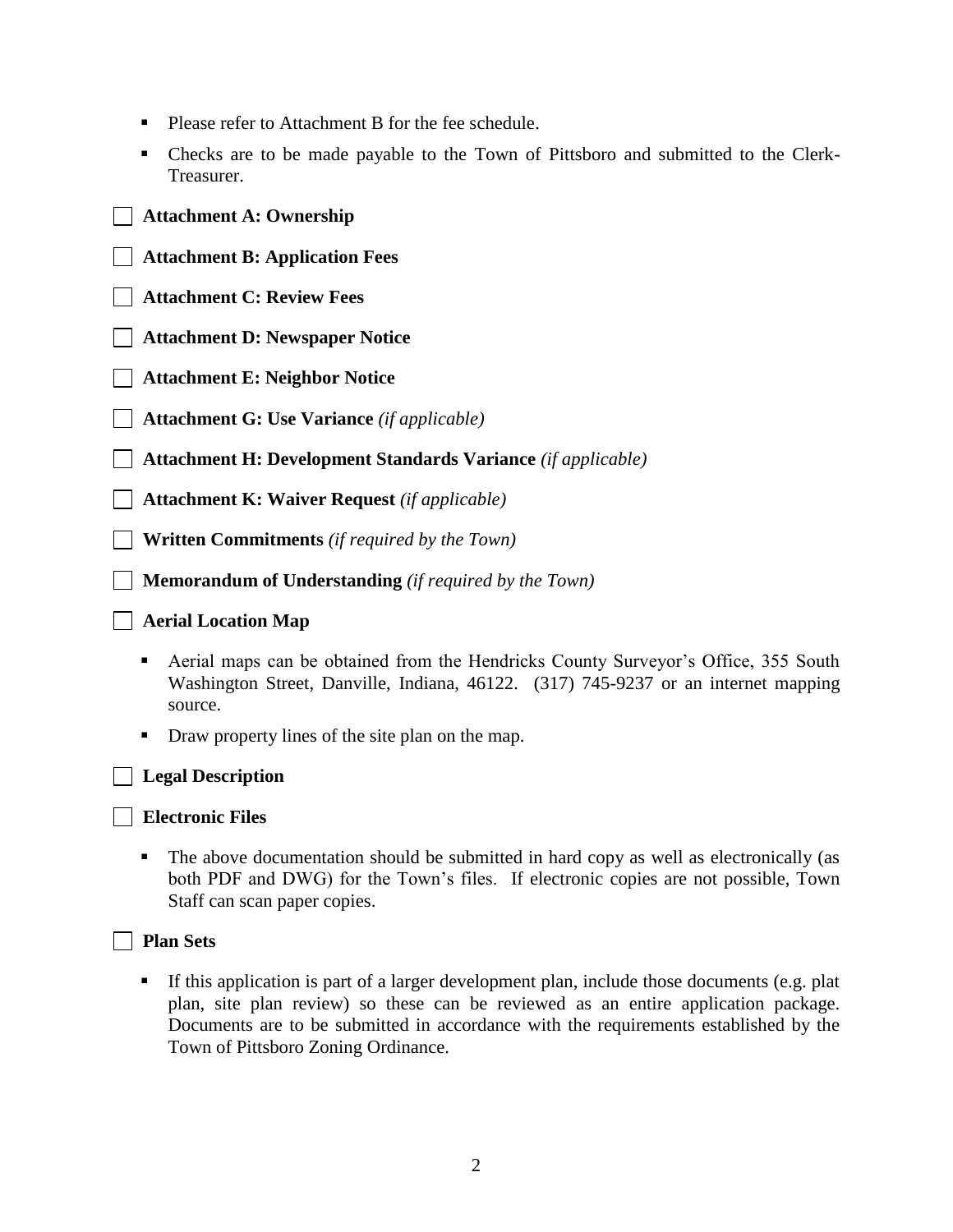- Please refer to Attachment B for the fee schedule.
- Checks are to be made payable to the Town of Pittsboro and submitted to the Clerk-Treasurer.

☐ **Attachment A: Ownership**

☐ **Attachment B: Application Fees**

☐ **Attachment C: Review Fees**

☐ **Attachment D: Newspaper Notice**

☐ **Attachment E: Neighbor Notice**

☐ **Attachment G: Use Variance** *(if applicable)*

☐ **Attachment H: Development Standards Variance** *(if applicable)*

☐ **Attachment K: Waiver Request** *(if applicable)*

☐ **Written Commitments** *(if required by the Town)*

☐ **Memorandum of Understanding** *(if required by the Town)*

☐ **Aerial Location Map**

- Aerial maps can be obtained from the Hendricks County Surveyor's Office, 355 South Washington Street, Danville, Indiana, 46122. (317) 745-9237 or an internet mapping source.
- Draw property lines of the site plan on the map.

☐ **Legal Description**

☐ **Electronic Files**

- The above documentation should be submitted in hard copy as well as electronically (as both PDF and DWG) for the Town's files. If electronic copies are not possible, Town Staff can scan paper copies.

☐ **Plan Sets**

- If this application is part of a larger development plan, include those documents (e.g. plat plan, site plan review) so these can be reviewed as an entire application package. Documents are to be submitted in accordance with the requirements established by the Town of Pittsboro Zoning Ordinance.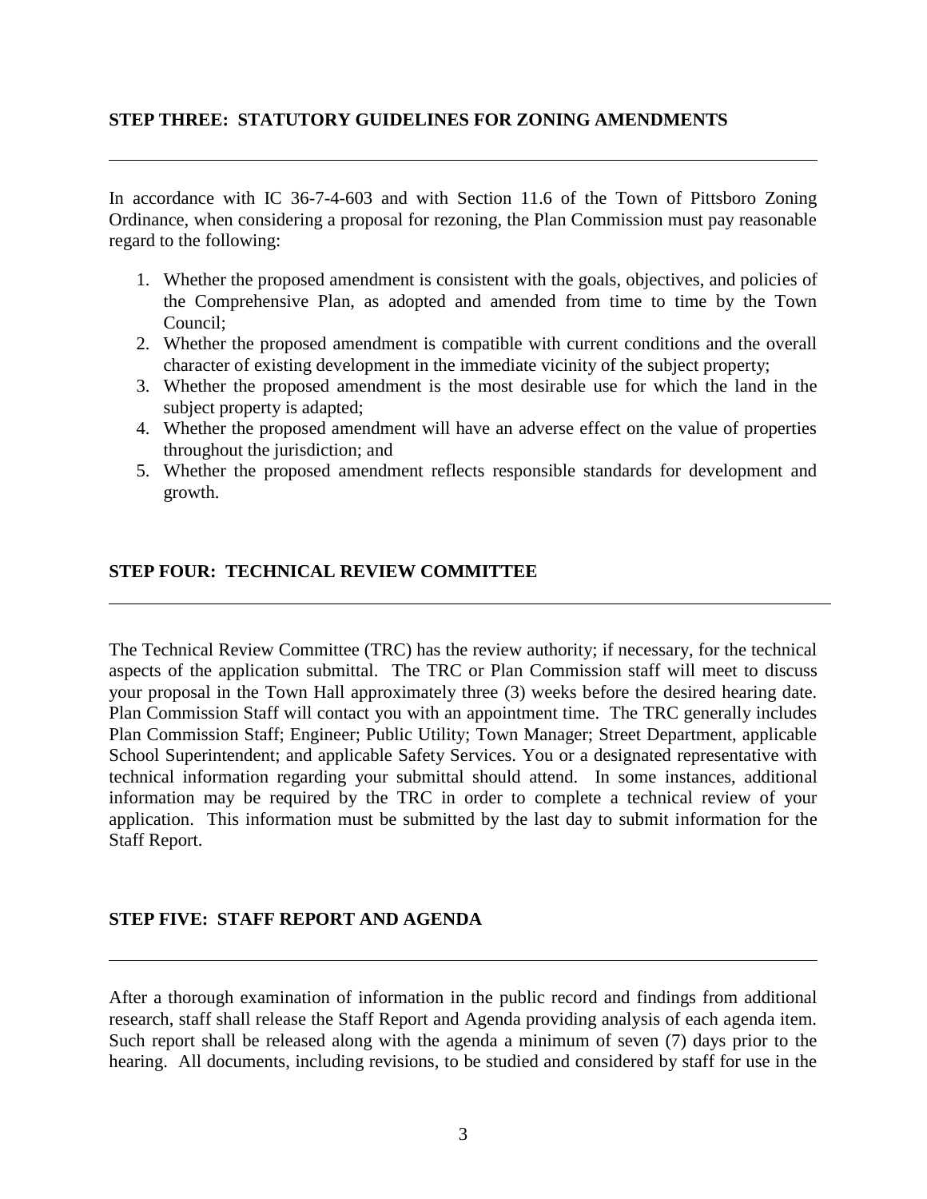## STEP THREE: STATUTORY GUIDELINES FOR ZONING AMENDMENTS

---

In accordance with IC 36-7-4-603 and with Section 11.6 of the Town of Pittsboro Zoning Ordinance, when considering a proposal for rezoning, the Plan Commission must pay reasonable regard to the following:

1. Whether the proposed amendment is consistent with the goals, objectives, and policies of the Comprehensive Plan, as adopted and amended from time to time by the Town Council;
2. Whether the proposed amendment is compatible with current conditions and the overall character of existing development in the immediate vicinity of the subject property;
3. Whether the proposed amendment is the most desirable use for which the land in the subject property is adapted;
4. Whether the proposed amendment will have an adverse effect on the value of properties throughout the jurisdiction; and
5. Whether the proposed amendment reflects responsible standards for development and growth.

## STEP FOUR: TECHNICAL REVIEW COMMITTEE

---

The Technical Review Committee (TRC) has the review authority; if necessary, for the technical aspects of the application submittal. The TRC or Plan Commission staff will meet to discuss your proposal in the Town Hall approximately three (3) weeks before the desired hearing date. Plan Commission Staff will contact you with an appointment time. The TRC generally includes Plan Commission Staff; Engineer; Public Utility; Town Manager; Street Department, applicable School Superintendent; and applicable Safety Services. You or a designated representative with technical information regarding your submittal should attend. In some instances, additional information may be required by the TRC in order to complete a technical review of your application. This information must be submitted by the last day to submit information for the Staff Report.

## STEP FIVE: STAFF REPORT AND AGENDA

---

After a thorough examination of information in the public record and findings from additional research, staff shall release the Staff Report and Agenda providing analysis of each agenda item. Such report shall be released along with the agenda a minimum of seven (7) days prior to the hearing. All documents, including revisions, to be studied and considered by staff for use in the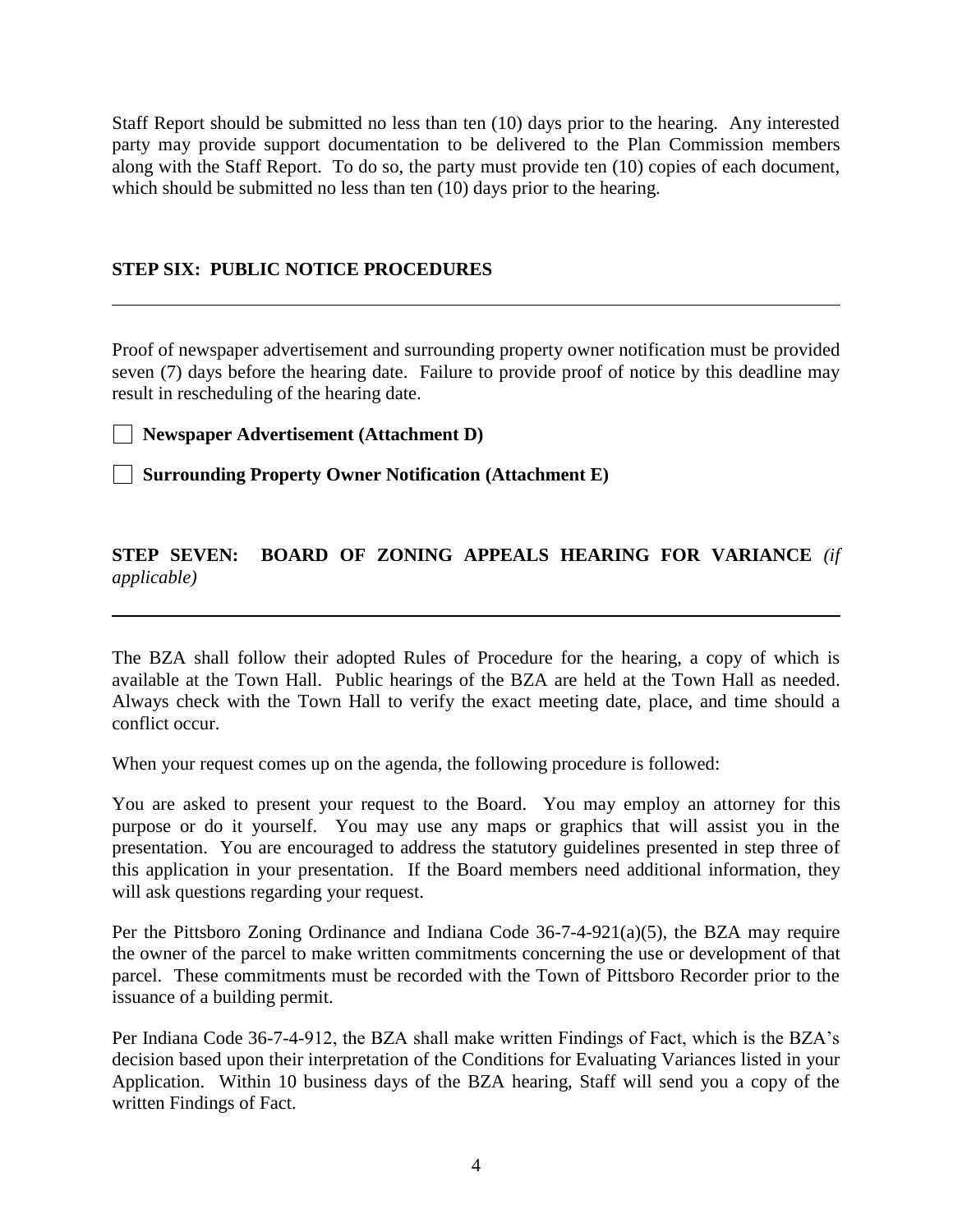Staff Report should be submitted no less than ten (10) days prior to the hearing. Any interested party may provide support documentation to be delivered to the Plan Commission members along with the Staff Report. To do so, the party must provide ten (10) copies of each document, which should be submitted no less than ten (10) days prior to the hearing.

## STEP SIX: PUBLIC NOTICE PROCEDURES

---

Proof of newspaper advertisement and surrounding property owner notification must be provided seven (7) days before the hearing date. Failure to provide proof of notice by this deadline may result in rescheduling of the hearing date.

- [ ] **Newspaper Advertisement (Attachment D)**
- [ ] **Surrounding Property Owner Notification (Attachment E)**

## STEP SEVEN: BOARD OF ZONING APPEALS HEARING FOR VARIANCE *(if applicable)*

---

The BZA shall follow their adopted Rules of Procedure for the hearing, a copy of which is available at the Town Hall. Public hearings of the BZA are held at the Town Hall as needed. Always check with the Town Hall to verify the exact meeting date, place, and time should a conflict occur.

When your request comes up on the agenda, the following procedure is followed:

You are asked to present your request to the Board. You may employ an attorney for this purpose or do it yourself. You may use any maps or graphics that will assist you in the presentation. You are encouraged to address the statutory guidelines presented in step three of this application in your presentation. If the Board members need additional information, they will ask questions regarding your request.

Per the Pittsboro Zoning Ordinance and Indiana Code 36-7-4-921(a)(5), the BZA may require the owner of the parcel to make written commitments concerning the use or development of that parcel. These commitments must be recorded with the Town of Pittsboro Recorder prior to the issuance of a building permit.

Per Indiana Code 36-7-4-912, the BZA shall make written Findings of Fact, which is the BZA's decision based upon their interpretation of the Conditions for Evaluating Variances listed in your Application. Within 10 business days of the BZA hearing, Staff will send you a copy of the written Findings of Fact.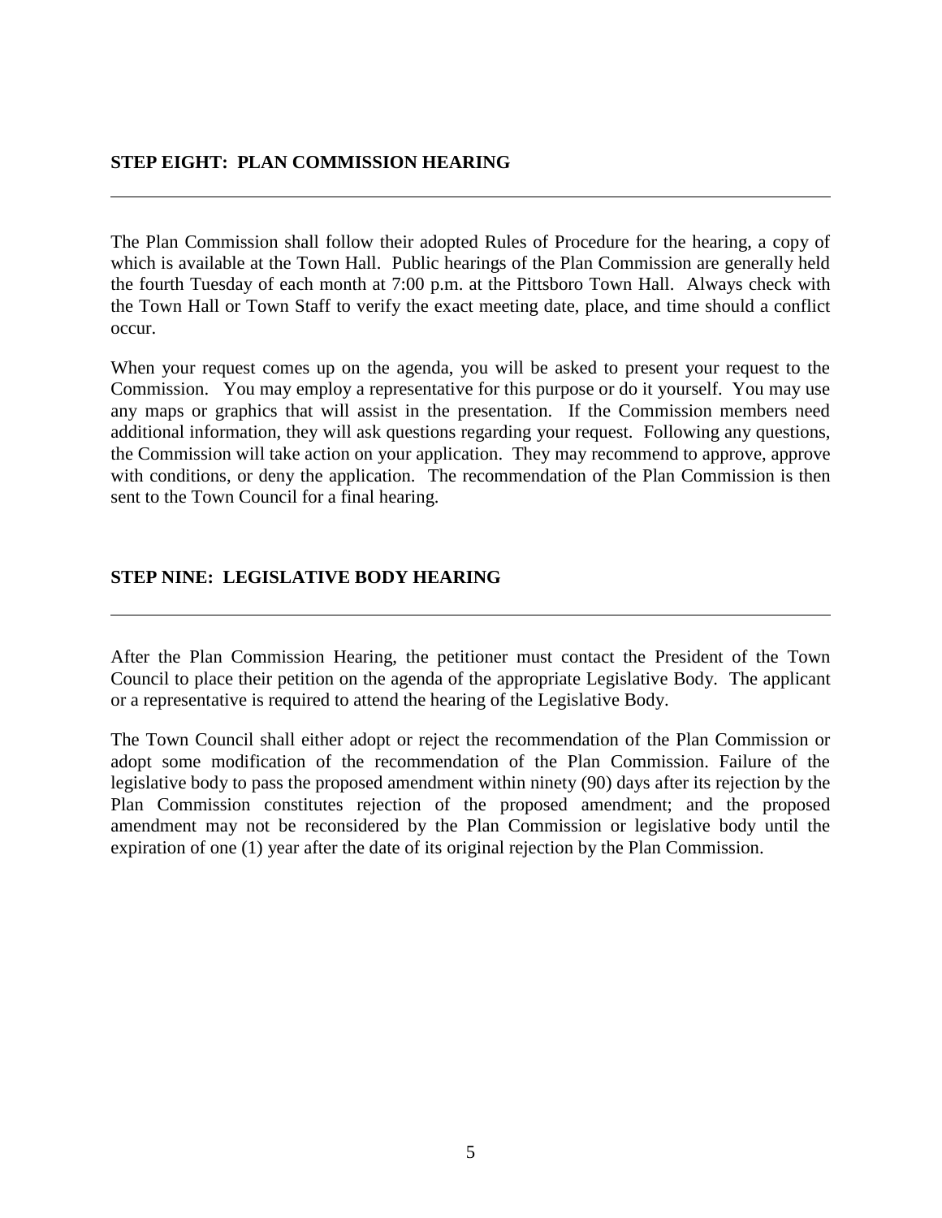### STEP EIGHT: PLAN COMMISSION HEARING

---

The Plan Commission shall follow their adopted Rules of Procedure for the hearing, a copy of which is available at the Town Hall. Public hearings of the Plan Commission are generally held the fourth Tuesday of each month at 7:00 p.m. at the Pittsboro Town Hall. Always check with the Town Hall or Town Staff to verify the exact meeting date, place, and time should a conflict occur.

When your request comes up on the agenda, you will be asked to present your request to the Commission. You may employ a representative for this purpose or do it yourself. You may use any maps or graphics that will assist in the presentation. If the Commission members need additional information, they will ask questions regarding your request. Following any questions, the Commission will take action on your application. They may recommend to approve, approve with conditions, or deny the application. The recommendation of the Plan Commission is then sent to the Town Council for a final hearing.

### STEP NINE: LEGISLATIVE BODY HEARING

---

After the Plan Commission Hearing, the petitioner must contact the President of the Town Council to place their petition on the agenda of the appropriate Legislative Body. The applicant or a representative is required to attend the hearing of the Legislative Body.

The Town Council shall either adopt or reject the recommendation of the Plan Commission or adopt some modification of the recommendation of the Plan Commission. Failure of the legislative body to pass the proposed amendment within ninety (90) days after its rejection by the Plan Commission constitutes rejection of the proposed amendment; and the proposed amendment may not be reconsidered by the Plan Commission or legislative body until the expiration of one (1) year after the date of its original rejection by the Plan Commission.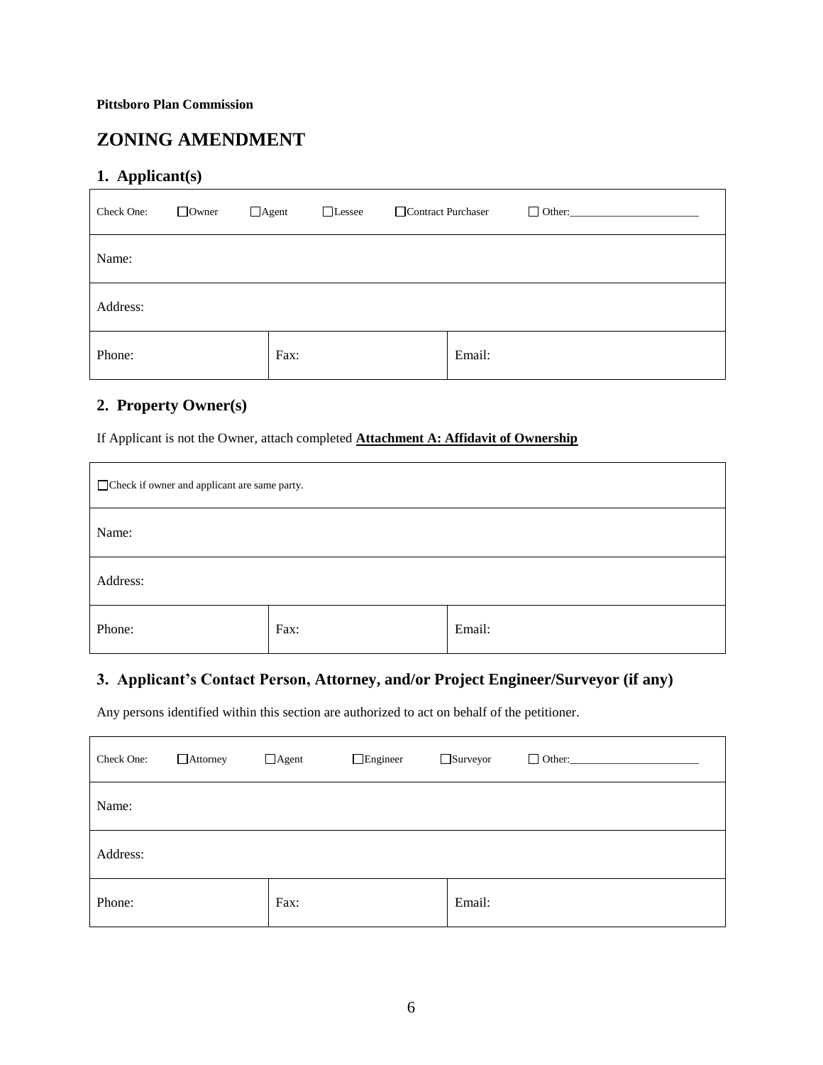**Pittsboro Plan Commission**

# ZONING AMENDMENT

## 1. Applicant(s)

| Check One: ☐Owner ☐Agent ☐Lessee ☐Contract Purchaser ☐ Other:\_\_\_\_\_\_\_\_\_\_\_\_\_\_\_\_\_\_\_\_\_\_ | | |
|---|---|---|
| Name: | | |
| Address: | | |
| Phone: | Fax: | Email: |

## 2. Property Owner(s)

If Applicant is not the Owner, attach completed **Attachment A: Affidavit of Ownership**

| ☐Check if owner and applicant are same party. | | |
|---|---|---|
| Name: | | |
| Address: | | |
| Phone: | Fax: | Email: |

## 3. Applicant's Contact Person, Attorney, and/or Project Engineer/Surveyor (if any)

Any persons identified within this section are authorized to act on behalf of the petitioner.

| Check One: ☐Attorney ☐Agent ☐Engineer ☐Surveyor ☐ Other:\_\_\_\_\_\_\_\_\_\_\_\_\_\_\_\_\_\_\_\_\_\_ | | |
|---|---|---|
| Name: | | |
| Address: | | |
| Phone: | Fax: | Email: |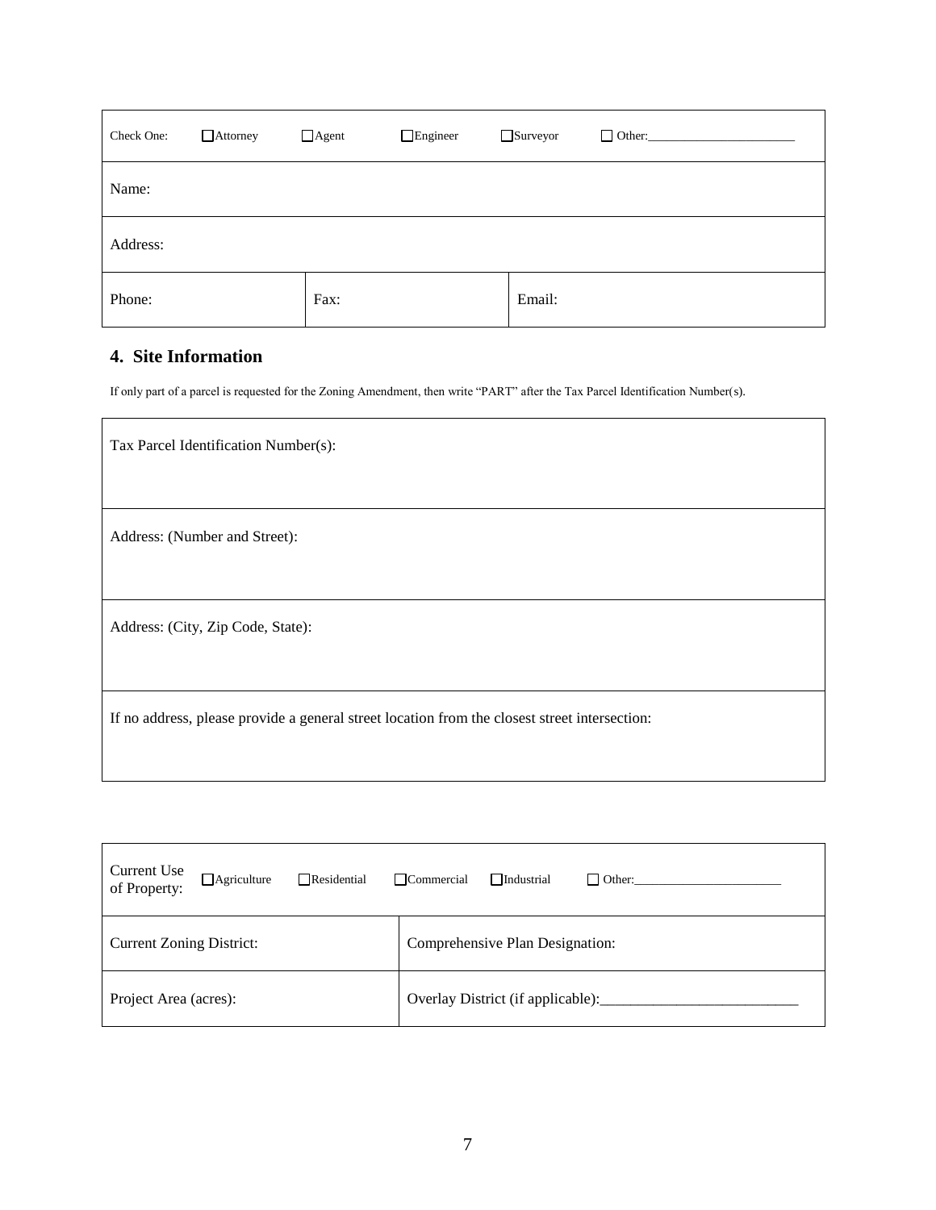| Check One: ☐ Attorney ☐ Agent ☐ Engineer ☐ Surveyor ☐ Other:_______________________ | | |
|---|---|---|
| Name: | | |
| Address: | | |
| Phone: | Fax: | Email: |

## 4. Site Information

If only part of a parcel is requested for the Zoning Amendment, then write "PART" after the Tax Parcel Identification Number(s).

| Tax Parcel Identification Number(s): |
|---|
| Address: (Number and Street): |
| Address: (City, Zip Code, State): |
| If no address, please provide a general street location from the closest street intersection: |

| Current Use of Property: ☐ Agriculture ☐ Residential ☐ Commercial ☐ Industrial ☐ Other:_______________________ | |
|---|---|
| Current Zoning District: | Comprehensive Plan Designation: |
| Project Area (acres): | Overlay District (if applicable):_________________________ |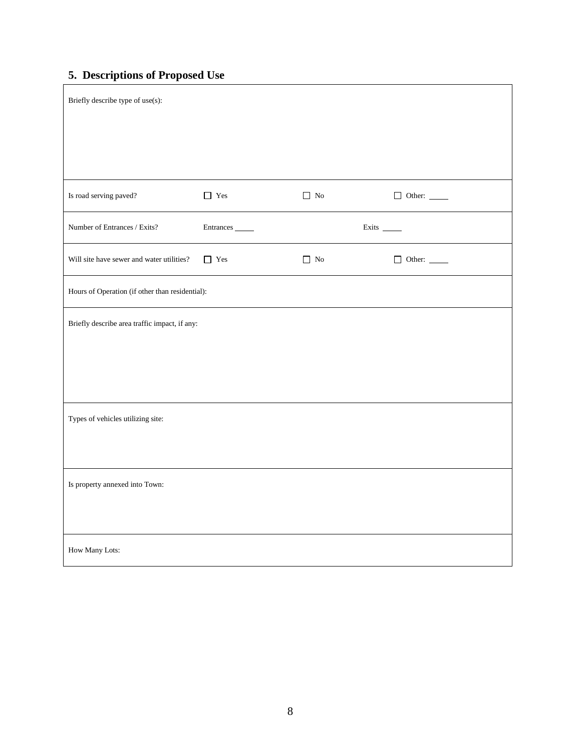## 5. Descriptions of Proposed Use

| Briefly describe type of use(s): | | | |
|---|---|---|---|
| Is road serving paved? | ☐ Yes | ☐ No | ☐ Other: _____ |
| Number of Entrances / Exits? | Entrances _____ | | Exits _____ |
| Will site have sewer and water utilities? | ☐ Yes | ☐ No | ☐ Other: _____ |
| Hours of Operation (if other than residential): | | | |
| Briefly describe area traffic impact, if any: | | | |
| Types of vehicles utilizing site: | | | |
| Is property annexed into Town: | | | |
| How Many Lots: | | | |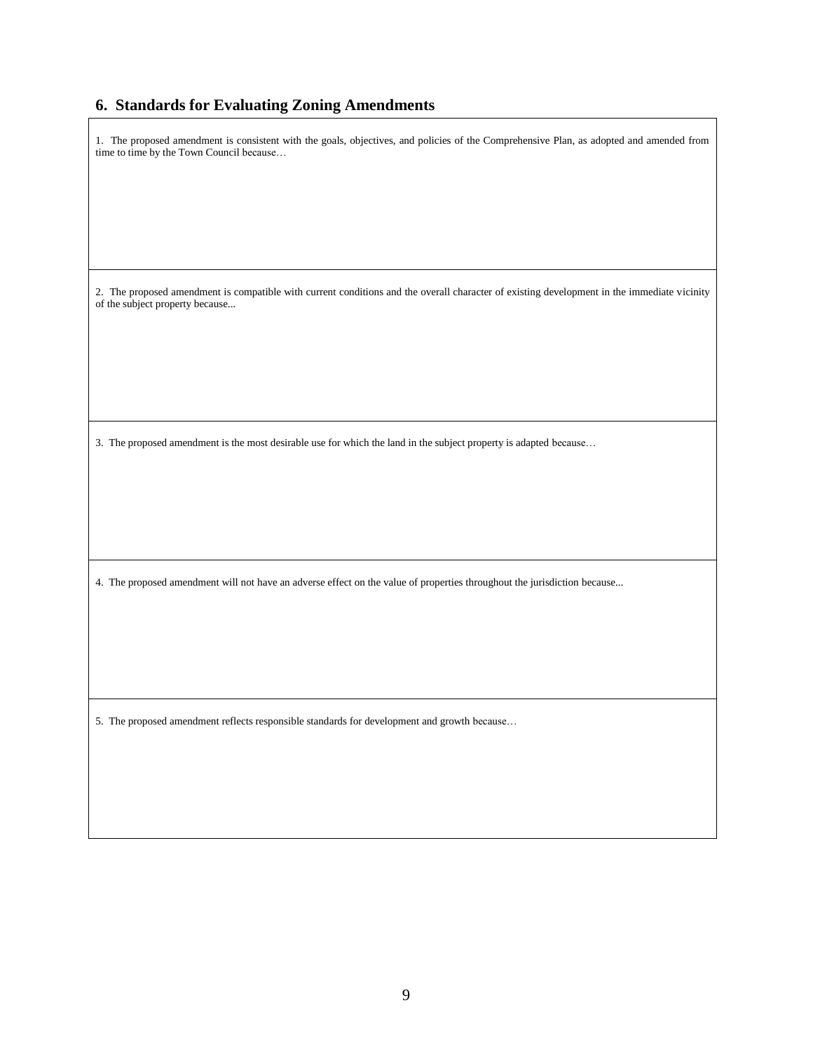## 6. Standards for Evaluating Zoning Amendments

1. The proposed amendment is consistent with the goals, objectives, and policies of the Comprehensive Plan, as adopted and amended from time to time by the Town Council because…

2. The proposed amendment is compatible with current conditions and the overall character of existing development in the immediate vicinity of the subject property because...

3. The proposed amendment is the most desirable use for which the land in the subject property is adapted because…

4. The proposed amendment will not have an adverse effect on the value of properties throughout the jurisdiction because...

5. The proposed amendment reflects responsible standards for development and growth because…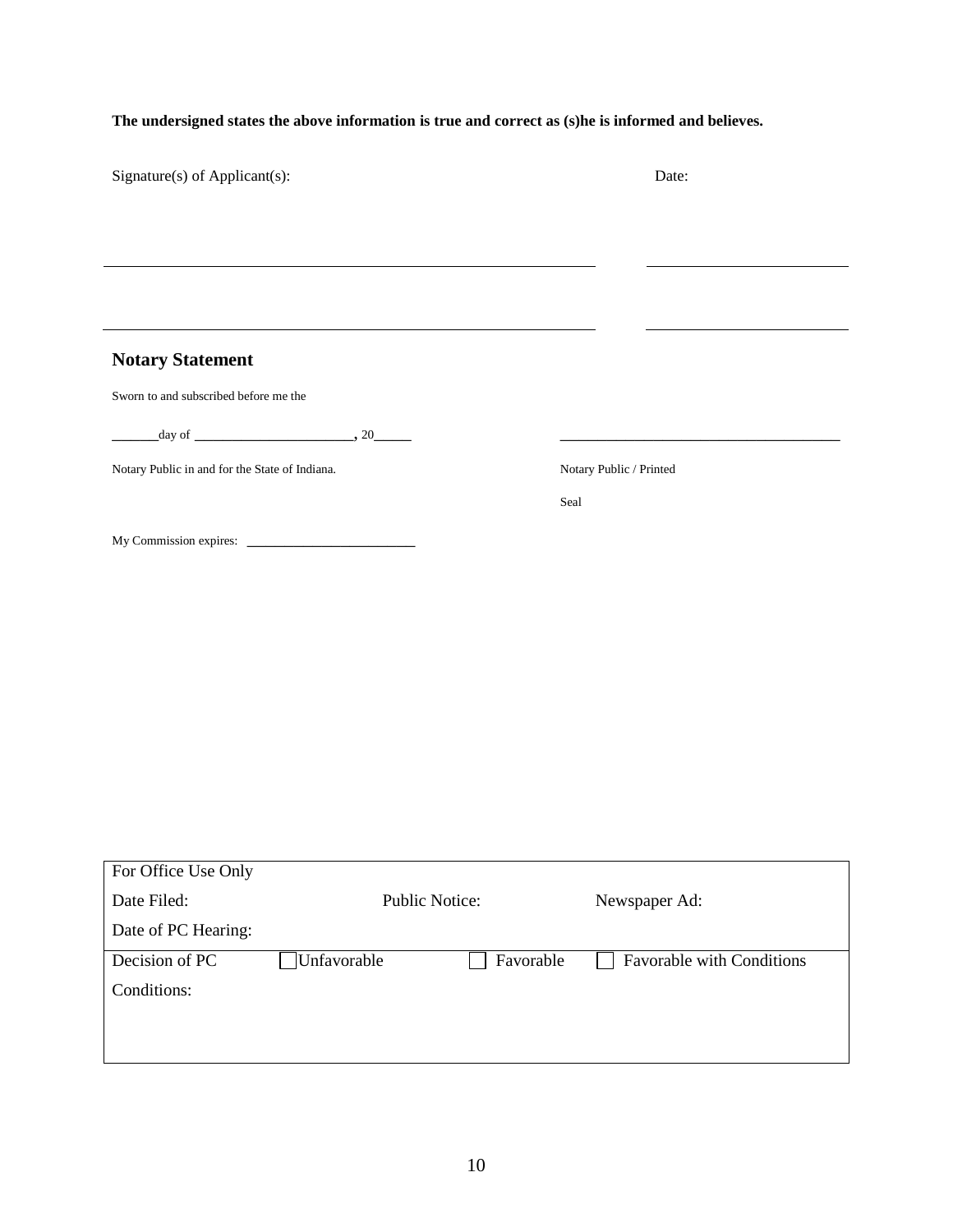**The undersigned states the above information is true and correct as (s)he is informed and believes.**

Signature(s) of Applicant(s): Date:

_____________________________________________ ____________________

_____________________________________________ ____________________

## Notary Statement

Sworn to and subscribed before me the

_______day of ________________________, 20______ ________________________________________

Notary Public in and for the State of Indiana. Notary Public / Printed

Seal

My Commission expires: ________________________

| For Office Use Only | | | |
|---|---|---|---|
| Date Filed: | Public Notice: | | Newspaper Ad: |
| Date of PC Hearing: | | | |
| Decision of PC | ☐ Unfavorable | ☐ Favorable | ☐ Favorable with Conditions |
| Conditions: | | | |